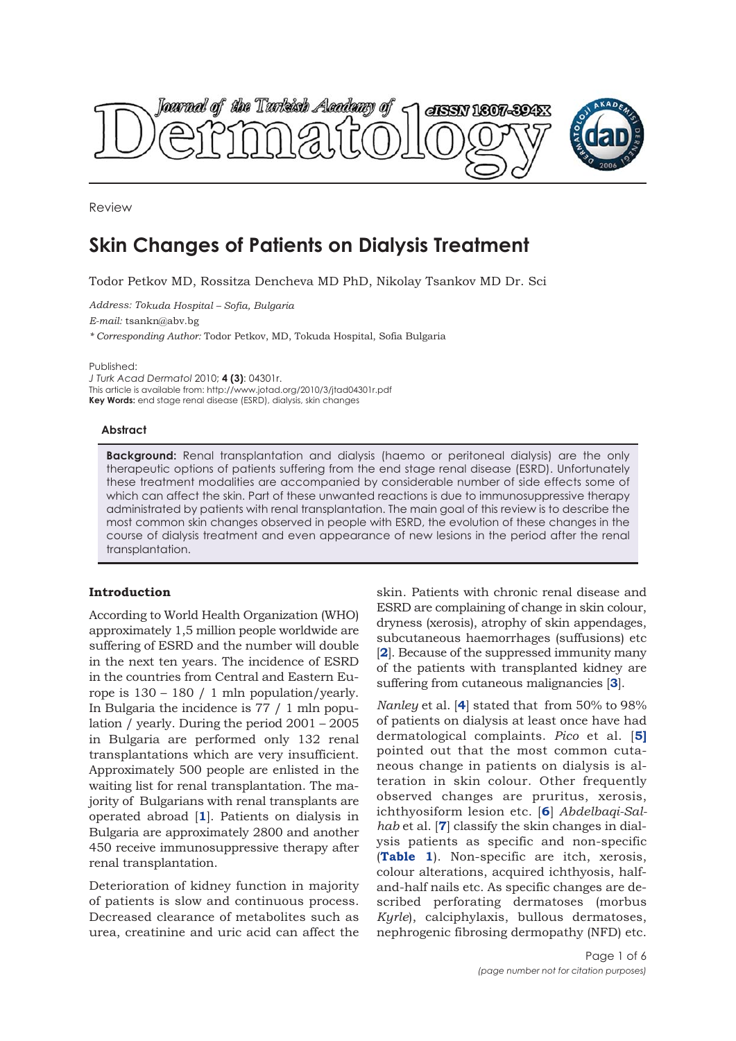Review

# Skin Changes of Patients on Dialysis Treatment

Todor Petkov MD, Rossitza Dencheva MD PhD, Nikolay Tsankov MD Dr. Sci

*Address: Tokuda Hospital – Sofia, Bulgaria*

*E-mail:* tsankn@abv.bg

*\* Corresponding Author:* Todor Petkov, MD, Tokuda Hospital, Sofia Bulgaria

Published:

*J Turk Acad Dermatol* 2010; **4 (3)**: 04301r.

This article is available from: http://www.jotad.org/2010/3/jtad04301r.pdf

**Key Words:** end stage renal disease (ESRD), dialysis, skin changes

### Abstract

**Background:** Renal transplantation and dialysis (haemo or peritoneal dialysis) are the only therapeutic options of patients suffering from the end stage renal disease (ESRD). Unfortunately these treatment modalities are accompanied by considerable number of side effects some of which can affect the skin. Part of these unwanted reactions is due to immunosuppressive therapy administrated by patients with renal transplantation. The main goal of this review is to describe the most common skin changes observed in people with ESRD, the evolution of these changes in the course of dialysis treatment and even appearance of new lesions in the period after the renal transplantation.

## Introduction

According to World Health Organization (WHO) approximately 1,5 million people worldwide are suffering of ESRD and the number will double in the next ten years. The incidence of ESRD in the countries from Central and Eastern Europe is 130 – 180 / 1 mln population/yearly. In Bulgaria the incidence is 77 / 1 mln population / yearly. During the period 2001 – 2005 in Bulgaria are performed only 132 renal transplantations which are very insufficient. Approximately 500 people are enlisted in the waiting list for renal transplantation. The majority of Bulgarians with renal transplants are operated abroad [**1**]. Patients on dialysis in Bulgaria are approximately 2800 and another 450 receive immunosuppressive therapy after renal transplantation.

Deterioration of kidney function in majority of patients is slow and continuous process. Decreased clearance of metabolites such as urea, creatinine and uric acid can affect the skin. Patients with chronic renal disease and ESRD are complaining of change in skin colour, dryness (xerosis), atrophy of skin appendages, subcutaneous haemorrhages (suffusions) etc [**2**]. Because of the suppressed immunity many of the patients with transplanted kidney are suffering from cutaneous malignancies [**3**].

*Nanley* et al. [**4**] stated that from 50% to 98% of patients on dialysis at least once have had dermatological complaints. *Pico* et al. [**5**] pointed out that the most common cutaneous change in patients on dialysis is alteration in skin colour. Other frequently observed changes are pruritus, xerosis, ichthyosiform lesion etc. [**6**] *Abdelbaqi-Salhab* et al. [**7**] classify the skin changes in dialysis patients as specific and non-specific (**Table 1**). Non-specific are itch, xerosis, colour alterations, acquired ichthyosis, half-and-half nails etc. As specific changes are described perforating dermatoses (morbus *Kyrle*), calciphylaxis, bullous dermatoses, nephrogenic fibrosing dermopathy (NFD) etc.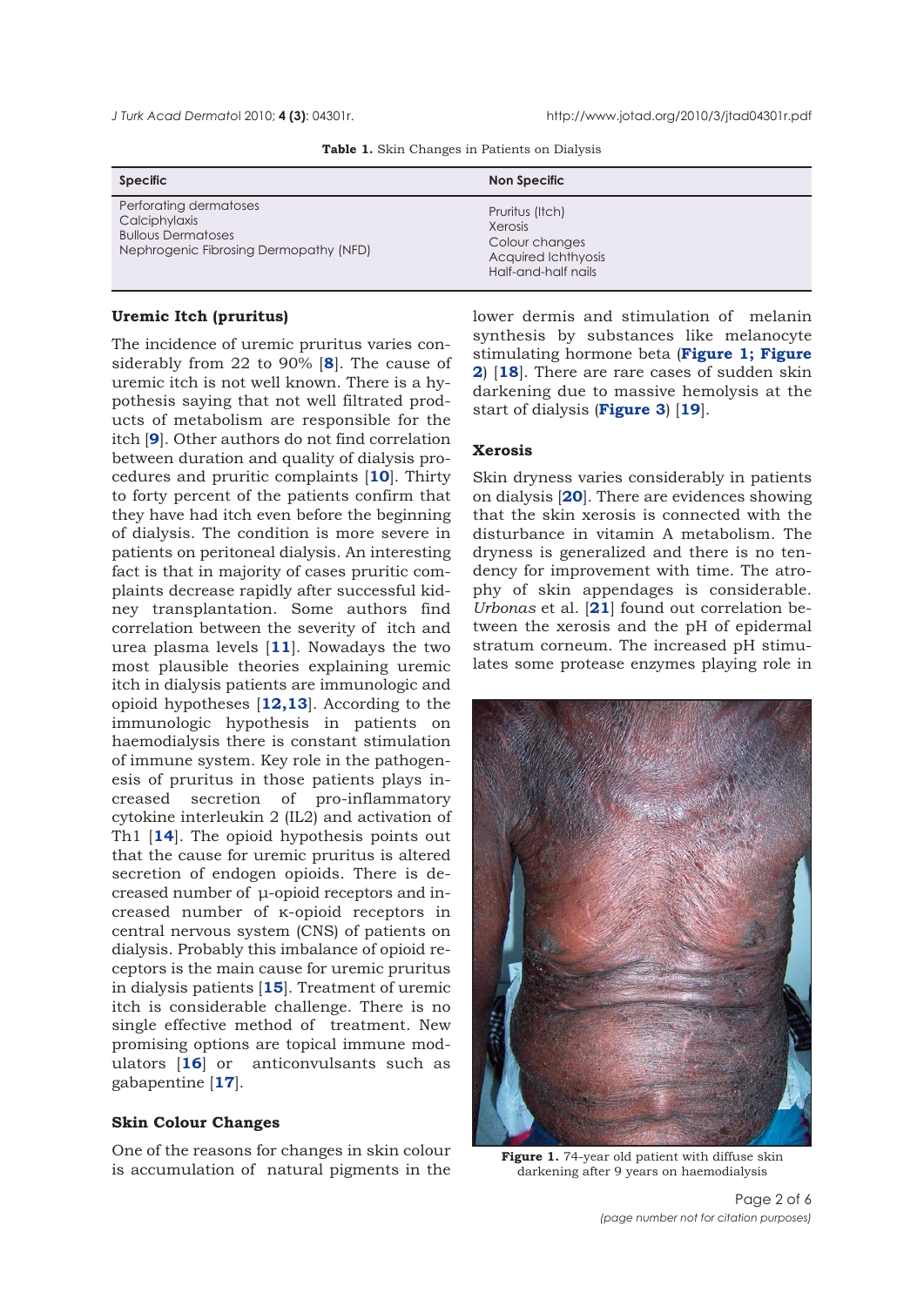**Table 1.** Skin Changes in Patients on Dialysis

| Specific | Non Specific |
|---|---|
| Perforating dermatoses<br>Calciphylaxis<br>Bullous Dermatoses<br>Nephrogenic Fibrosing Dermopathy (NFD) | Pruritus (Itch)<br>Xerosis<br>Colour changes<br>Acquired Ichthyosis<br>Half-and-half nails |

## Uremic Itch (pruritus)

The incidence of uremic pruritus varies considerably from 22 to 90% [8]. The cause of uremic itch is not well known. There is a hypothesis saying that not well filtrated products of metabolism are responsible for the itch [9]. Other authors do not find correlation between duration and quality of dialysis procedures and pruritic complaints [10]. Thirty to forty percent of the patients confirm that they have had itch even before the beginning of dialysis. The condition is more severe in patients on peritoneal dialysis. An interesting fact is that in majority of cases pruritic complaints decrease rapidly after successful kidney transplantation. Some authors find correlation between the severity of itch and urea plasma levels [11]. Nowadays the two most plausible theories explaining uremic itch in dialysis patients are immunologic and opioid hypotheses [12,13]. According to the immunologic hypothesis in patients on haemodialysis there is constant stimulation of immune system. Key role in the pathogenesis of pruritus in those patients plays increased secretion of pro-inflammatory cytokine interleukin 2 (IL2) and activation of Th1 [14]. The opioid hypothesis points out that the cause for uremic pruritus is altered secretion of endogen opioids. There is decreased number of µ-opioid receptors and increased number of κ-opioid receptors in central nervous system (CNS) of patients on dialysis. Probably this imbalance of opioid receptors is the main cause for uremic pruritus in dialysis patients [15]. Treatment of uremic itch is considerable challenge. There is no single effective method of treatment. New promising options are topical immune modulators [16] or anticonvulsants such as gabapentine [17].

## Skin Colour Changes

One of the reasons for changes in skin colour is accumulation of natural pigments in the lower dermis and stimulation of melanin synthesis by substances like melanocyte stimulating hormone beta (**Figure 1; Figure 2**) [18]. There are rare cases of sudden skin darkening due to massive hemolysis at the start of dialysis (**Figure 3**) [19].

## Xerosis

Skin dryness varies considerably in patients on dialysis [20]. There are evidences showing that the skin xerosis is connected with the disturbance in vitamin A metabolism. The dryness is generalized and there is no tendency for improvement with time. The atrophy of skin appendages is considerable. *Urbonas* et al. [21] found out correlation between the xerosis and the pH of epidermal stratum corneum. The increased pH stimulates some protease enzymes playing role in

**Figure 1.** 74-year old patient with diffuse skin darkening after 9 years on haemodialysis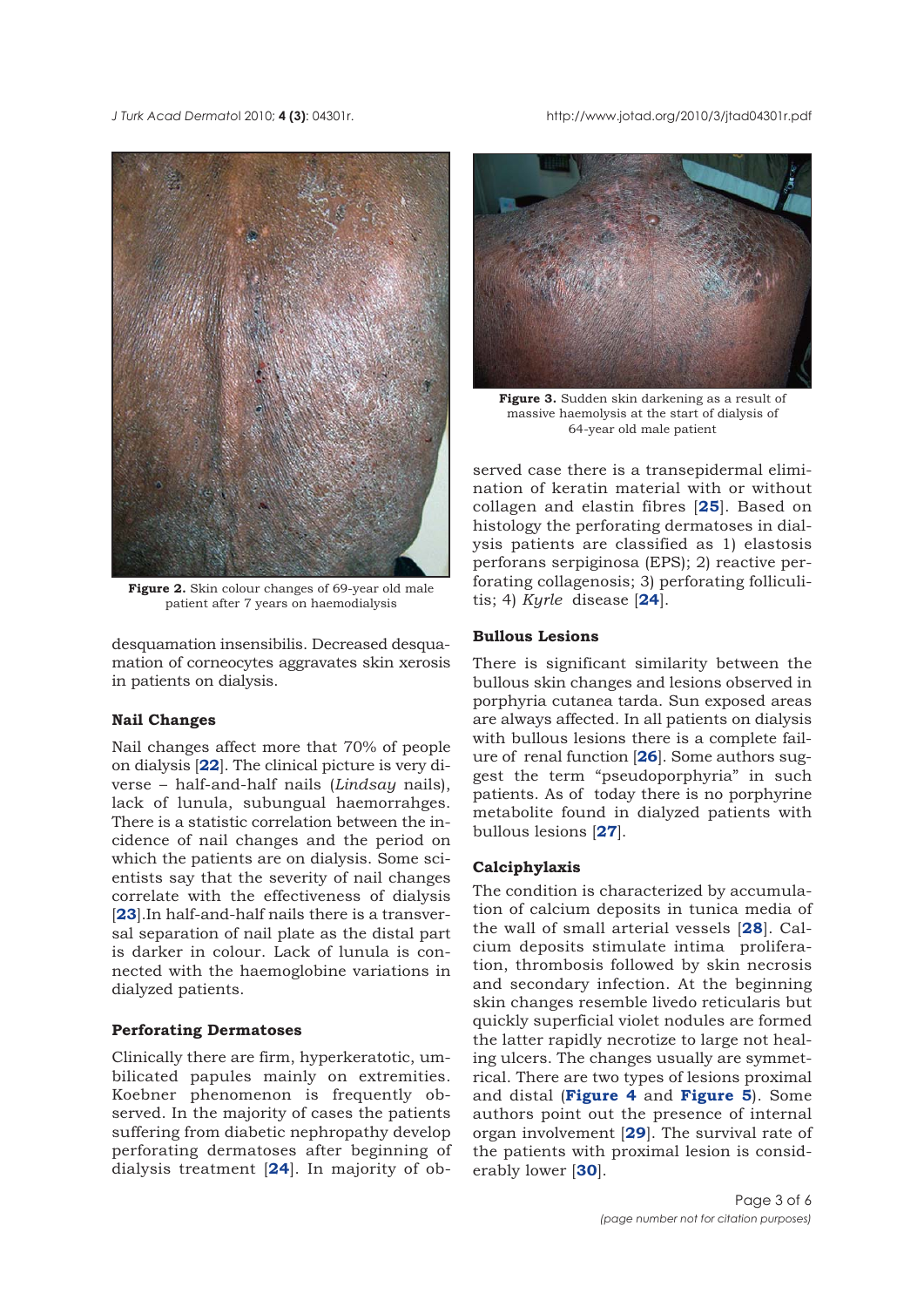**Figure 2.** Skin colour changes of 69-year old male patient after 7 years on haemodialysis

desquamation insensibilis. Decreased desquamation of corneocytes aggravates skin xerosis in patients on dialysis.

### Nail Changes

Nail changes affect more that 70% of people on dialysis [**22**]. The clinical picture is very diverse – half-and-half nails (*Lindsay* nails), lack of lunula, subungual haemorrahges. There is a statistic correlation between the incidence of nail changes and the period on which the patients are on dialysis. Some scientists say that the severity of nail changes correlate with the effectiveness of dialysis [**23**].In half-and-half nails there is a transversal separation of nail plate as the distal part is darker in colour. Lack of lunula is connected with the haemoglobine variations in dialyzed patients.

### Perforating Dermatoses

Clinically there are firm, hyperkeratotic, umbilicated papules mainly on extremities. Koebner phenomenon is frequently observed. In the majority of cases the patients suffering from diabetic nephropathy develop perforating dermatoses after beginning of dialysis treatment [**24**]. In majority of observed case there is a transepidermal elimination of keratin material with or without collagen and elastin fibres [**25**]. Based on histology the perforating dermatoses in dialysis patients are classified as 1) elastosis perforans serpiginosa (EPS); 2) reactive perforating collagenosis; 3) perforating folliculitis; 4) *Kyrle* disease [**24**].

**Figure 3.** Sudden skin darkening as a result of massive haemolysis at the start of dialysis of 64-year old male patient

### Bullous Lesions

There is significant similarity between the bullous skin changes and lesions observed in porphyria cutanea tarda. Sun exposed areas are always affected. In all patients on dialysis with bullous lesions there is a complete failure of renal function [**26**]. Some authors suggest the term "pseudoporphyria" in such patients. As of today there is no porphyrine metabolite found in dialyzed patients with bullous lesions [**27**].

### Calciphylaxis

The condition is characterized by accumulation of calcium deposits in tunica media of the wall of small arterial vessels [**28**]. Calcium deposits stimulate intima proliferation, thrombosis followed by skin necrosis and secondary infection. At the beginning skin changes resemble livedo reticularis but quickly superficial violet nodules are formed the latter rapidly necrotize to large not healing ulcers. The changes usually are symmetrical. There are two types of lesions proximal and distal (**Figure 4** and **Figure 5**). Some authors point out the presence of internal organ involvement [**29**]. The survival rate of the patients with proximal lesion is considerably lower [**30**].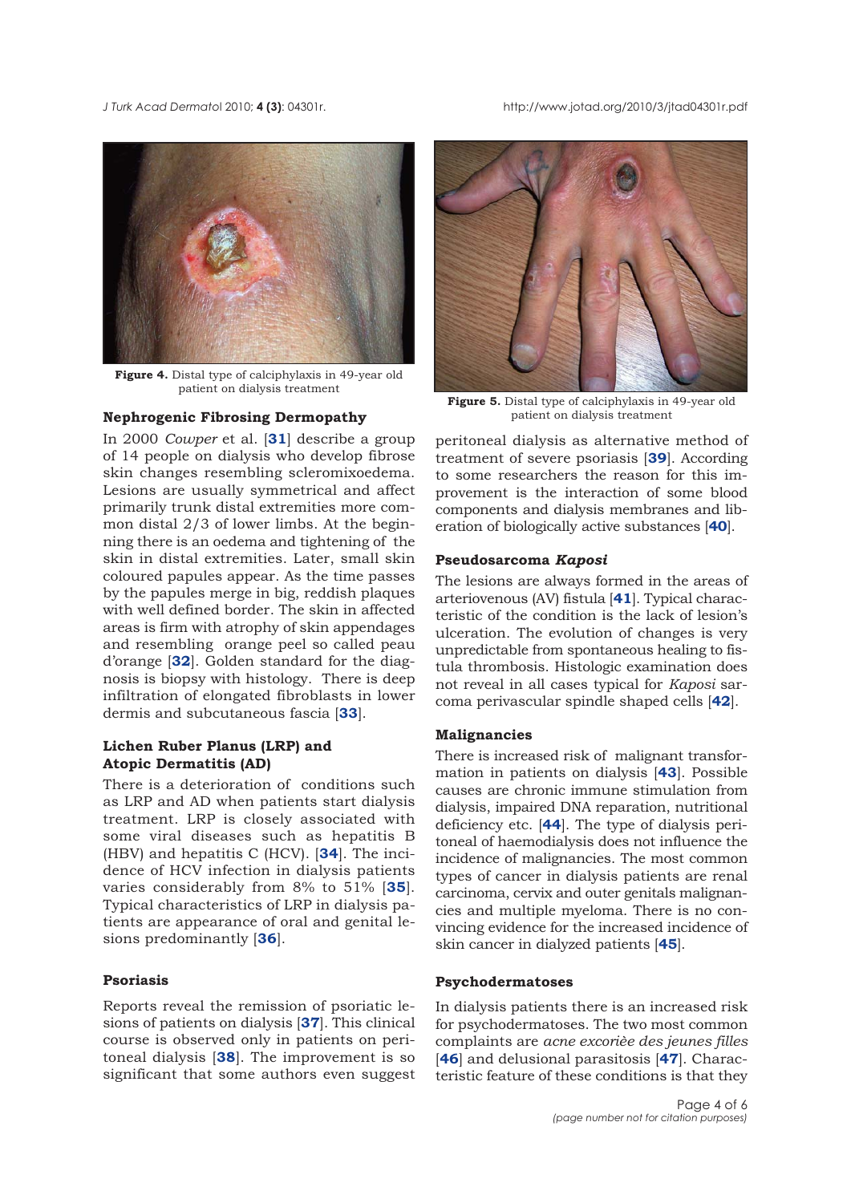Figure 4. Distal type of calciphylaxis in 49-year old patient on dialysis treatment

Figure 5. Distal type of calciphylaxis in 49-year old patient on dialysis treatment

## Nephrogenic Fibrosing Dermopathy

In 2000 *Cowper* et al. [31] describe a group of 14 people on dialysis who develop fibrose skin changes resembling scleromixoedema. Lesions are usually symmetrical and affect primarily trunk distal extremities more common distal 2/3 of lower limbs. At the beginning there is an oedema and tightening of the skin in distal extremities. Later, small skin coloured papules appear. As the time passes by the papules merge in big, reddish plaques with well defined border. The skin in affected areas is firm with atrophy of skin appendages and resembling orange peel so called peau d'orange [32]. Golden standard for the diagnosis is biopsy with histology. There is deep infiltration of elongated fibroblasts in lower dermis and subcutaneous fascia [33].

## Lichen Ruber Planus (LRP) and Atopic Dermatitis (AD)

There is a deterioration of conditions such as LRP and AD when patients start dialysis treatment. LRP is closely associated with some viral diseases such as hepatitis B (HBV) and hepatitis C (HCV). [34]. The incidence of HCV infection in dialysis patients varies considerably from 8% to 51% [35]. Typical characteristics of LRP in dialysis patients are appearance of oral and genital lesions predominantly [36].

## Psoriasis

Reports reveal the remission of psoriatic lesions of patients on dialysis [37]. This clinical course is observed only in patients on peritoneal dialysis [38]. The improvement is so significant that some authors even suggest peritoneal dialysis as alternative method of treatment of severe psoriasis [39]. According to some researchers the reason for this improvement is the interaction of some blood components and dialysis membranes and liberation of biologically active substances [40].

## Pseudosarcoma *Kaposi*

The lesions are always formed in the areas of arteriovenous (AV) fistula [41]. Typical characteristic of the condition is the lack of lesion's ulceration. The evolution of changes is very unpredictable from spontaneous healing to fistula thrombosis. Histologic examination does not reveal in all cases typical for *Kaposi* sarcoma perivascular spindle shaped cells [42].

## Malignancies

There is increased risk of malignant transformation in patients on dialysis [43]. Possible causes are chronic immune stimulation from dialysis, impaired DNA reparation, nutritional deficiency etc. [44]. The type of dialysis peritoneal of haemodialysis does not influence the incidence of malignancies. The most common types of cancer in dialysis patients are renal carcinoma, cervix and outer genitals malignancies and multiple myeloma. There is no convincing evidence for the increased incidence of skin cancer in dialyzed patients [45].

## Psychodermatoses

In dialysis patients there is an increased risk for psychodermatoses. The two most common complaints are *acne excoriѐe des jeunes filles* [46] and delusional parasitosis [47]. Characteristic feature of these conditions is that they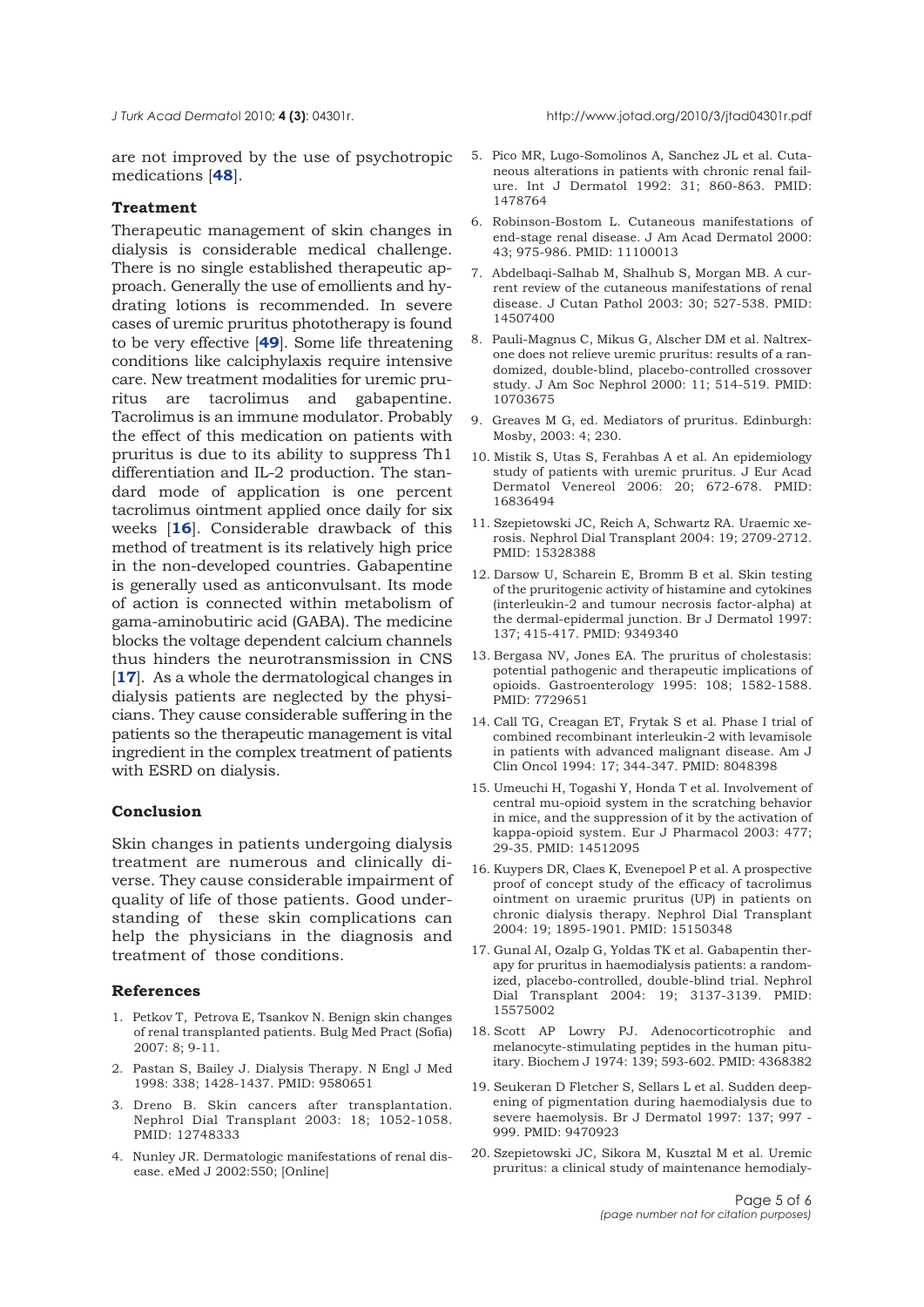are not improved by the use of psychotropic medications [48].

## Treatment

Therapeutic management of skin changes in dialysis is considerable medical challenge. There is no single established therapeutic approach. Generally the use of emollients and hydrating lotions is recommended. In severe cases of uremic pruritus phototherapy is found to be very effective [49]. Some life threatening conditions like calciphylaxis require intensive care. New treatment modalities for uremic pruritus are tacrolimus and gabapentine. Tacrolimus is an immune modulator. Probably the effect of this medication on patients with pruritus is due to its ability to suppress Th1 differentiation and IL-2 production. The standard mode of application is one percent tacrolimus ointment applied once daily for six weeks [16]. Considerable drawback of this method of treatment is its relatively high price in the non-developed countries. Gabapentine is generally used as anticonvulsant. Its mode of action is connected within metabolism of gama-aminobutiric acid (GABA). The medicine blocks the voltage dependent calcium channels thus hinders the neurotransmission in CNS [17]. As a whole the dermatological changes in dialysis patients are neglected by the physicians. They cause considerable suffering in the patients so the therapeutic management is vital ingredient in the complex treatment of patients with ESRD on dialysis.

## Conclusion

Skin changes in patients undergoing dialysis treatment are numerous and clinically diverse. They cause considerable impairment of quality of life of those patients. Good understanding of these skin complications can help the physicians in the diagnosis and treatment of those conditions.

## References

1. Petkov T, Petrova E, Tsankov N. Benign skin changes of renal transplanted patients. Bulg Med Pract (Sofia) 2007: 8; 9-11.
2. Pastan S, Bailey J. Dialysis Therapy. N Engl J Med 1998: 338; 1428-1437. PMID: 9580651
3. Dreno B. Skin cancers after transplantation. Nephrol Dial Transplant 2003: 18; 1052-1058. PMID: 12748333
4. Nunley JR. Dermatologic manifestations of renal disease. eMed J 2002:550; [Online]
5. Pico MR, Lugo-Somolinos A, Sanchez JL et al. Cutaneous alterations in patients with chronic renal failure. Int J Dermatol 1992: 31; 860-863. PMID: 1478764
6. Robinson-Bostom L. Cutaneous manifestations of end-stage renal disease. J Am Acad Dermatol 2000: 43; 975-986. PMID: 11100013
7. Abdelbaqi-Salhab M, Shalhub S, Morgan MB. A current review of the cutaneous manifestations of renal disease. J Cutan Pathol 2003: 30; 527-538. PMID: 14507400
8. Pauli-Magnus C, Mikus G, Alscher DM et al. Naltrexone does not relieve uremic pruritus: results of a randomized, double-blind, placebo-controlled crossover study. J Am Soc Nephrol 2000: 11; 514-519. PMID: 10703675
9. Greaves M G, ed. Mediators of pruritus. Edinburgh: Mosby, 2003: 4; 230.
10. Mistik S, Utas S, Ferahbas A et al. An epidemiology study of patients with uremic pruritus. J Eur Acad Dermatol Venereol 2006: 20; 672-678. PMID: 16836494
11. Szepietowski JC, Reich A, Schwartz RA. Uraemic xerosis. Nephrol Dial Transplant 2004: 19; 2709-2712. PMID: 15328388
12. Darsow U, Scharein E, Bromm B et al. Skin testing of the pruritogenic activity of histamine and cytokines (interleukin-2 and tumour necrosis factor-alpha) at the dermal-epidermal junction. Br J Dermatol 1997: 137; 415-417. PMID: 9349340
13. Bergasa NV, Jones EA. The pruritus of cholestasis: potential pathogenic and therapeutic implications of opioids. Gastroenterology 1995: 108; 1582-1588. PMID: 7729651
14. Call TG, Creagan ET, Frytak S et al. Phase I trial of combined recombinant interleukin-2 with levamisole in patients with advanced malignant disease. Am J Clin Oncol 1994: 17; 344-347. PMID: 8048398
15. Umeuchi H, Togashi Y, Honda T et al. Involvement of central mu-opioid system in the scratching behavior in mice, and the suppression of it by the activation of kappa-opioid system. Eur J Pharmacol 2003: 477; 29-35. PMID: 14512095
16. Kuypers DR, Claes K, Evenepoel P et al. A prospective proof of concept study of the efficacy of tacrolimus ointment on uraemic pruritus (UP) in patients on chronic dialysis therapy. Nephrol Dial Transplant 2004: 19; 1895-1901. PMID: 15150348
17. Gunal AI, Ozalp G, Yoldas TK et al. Gabapentin therapy for pruritus in haemodialysis patients: a randomized, placebo-controlled, double-blind trial. Nephrol Dial Transplant 2004: 19; 3137-3139. PMID: 15575002
18. Scott AP Lowry PJ. Adenocorticotrophic and melanocyte-stimulating peptides in the human pituitary. Biochem J 1974: 139; 593-602. PMID: 4368382
19. Seukeran D Fletcher S, Sellars L et al. Sudden deepening of pigmentation during haemolysis due to severe haemolysis. Br J Dermatol 1997: 137; 997 - 999. PMID: 9470923
20. Szepietowski JC, Sikora M, Kusztal M et al. Uremic pruritus: a clinical study of maintenance hemodialy-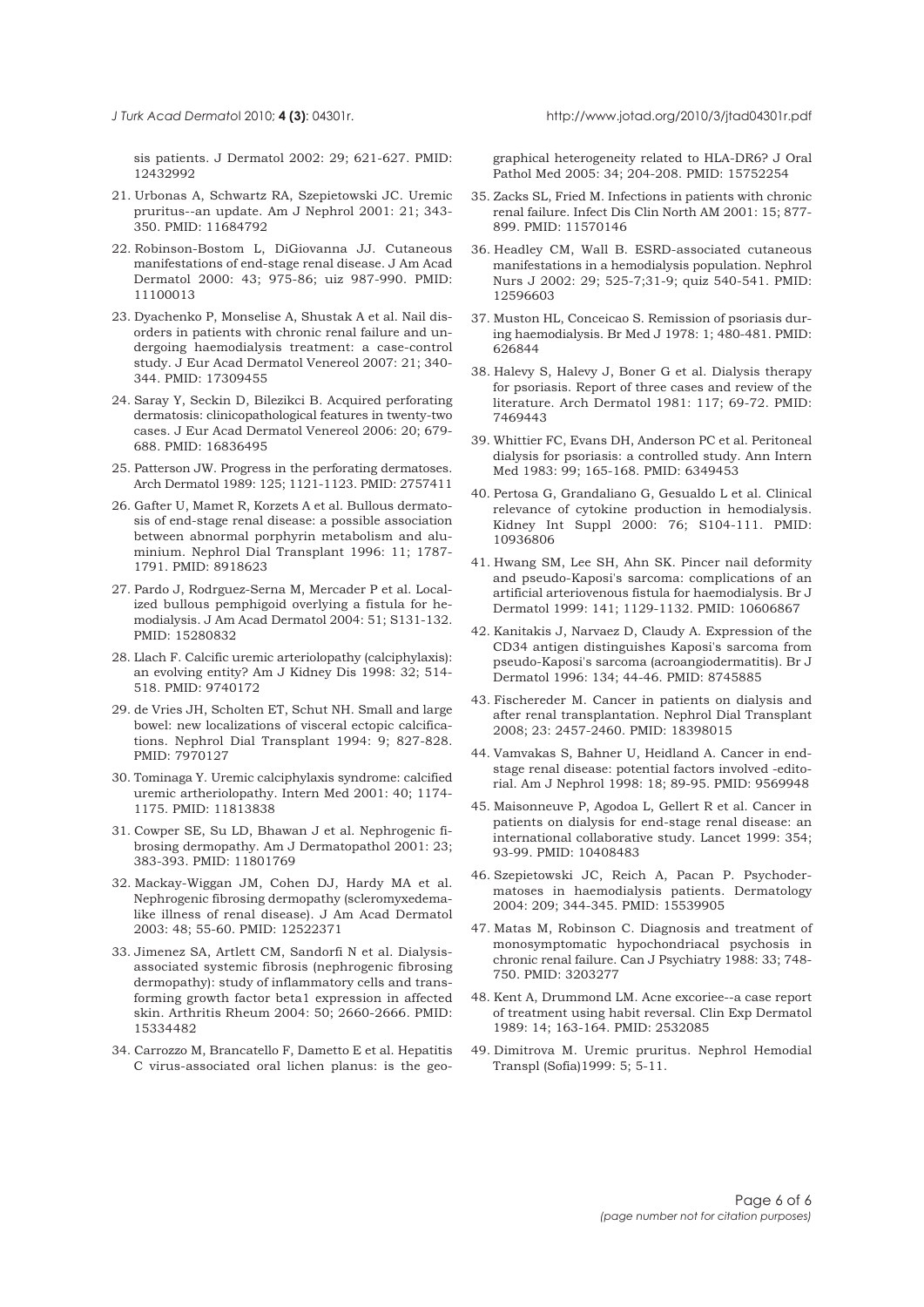sis patients. J Dermatol 2002: 29; 621-627. PMID: 12432992

21. Urbonas A, Schwartz RA, Szepietowski JC. Uremic pruritus--an update. Am J Nephrol 2001: 21; 343-350. PMID: 11684792
22. Robinson-Bostom L, DiGiovanna JJ. Cutaneous manifestations of end-stage renal disease. J Am Acad Dermatol 2000: 43; 975-86; uiz 987-990. PMID: 11100013
23. Dyachenko P, Monselise A, Shustak A et al. Nail disorders in patients with chronic renal failure and undergoing haemodialysis treatment: a case-control study. J Eur Acad Dermatol Venereol 2007: 21; 340-344. PMID: 17309455
24. Saray Y, Seckin D, Bilezikci B. Acquired perforating dermatosis: clinicopathological features in twenty-two cases. J Eur Acad Dermatol Venereol 2006: 20; 679-688. PMID: 16836495
25. Patterson JW. Progress in the perforating dermatoses. Arch Dermatol 1989: 125; 1121-1123. PMID: 2757411
26. Gafter U, Mamet R, Korzets A et al. Bullous dermatosis of end-stage renal disease: a possible association between abnormal porphyrin metabolism and aluminium. Nephrol Dial Transplant 1996: 11; 1787-1791. PMID: 8918623
27. Pardo J, Rodrguez-Serna M, Mercader P et al. Localized bullous pemphigoid overlying a fistula for hemodialysis. J Am Acad Dermatol 2004: 51; S131-132. PMID: 15280832
28. Llach F. Calcific uremic arteriolopathy (calciphylaxis): an evolving entity? Am J Kidney Dis 1998: 32; 514-518. PMID: 9740172
29. de Vries JH, Scholten ET, Schut NH. Small and large bowel: new localizations of visceral ectopic calcifications. Nephrol Dial Transplant 1994: 9; 827-828. PMID: 7970127
30. Tominaga Y. Uremic calciphylaxis syndrome: calcified uremic artheriolopathy. Intern Med 2001: 40; 1174-1175. PMID: 11813838
31. Cowper SE, Su LD, Bhawan J et al. Nephrogenic fibrosing dermopathy. Am J Dermatopathol 2001: 23; 383-393. PMID: 11801769
32. Mackay-Wiggan JM, Cohen DJ, Hardy MA et al. Nephrogenic fibrosing dermopathy (scleromyxedema-like illness of renal disease). J Am Acad Dermatol 2003: 48; 55-60. PMID: 12522371
33. Jimenez SA, Artlett CM, Sandorfi N et al. Dialysis-associated systemic fibrosis (nephrogenic fibrosing dermopathy): study of inflammatory cells and transforming growth factor beta1 expression in affected skin. Arthritis Rheum 2004: 50; 2660-2666. PMID: 15334482
34. Carrozzo M, Brancatello F, Dametto E et al. Hepatitis C virus-associated oral lichen planus: is the geographical heterogeneity related to HLA-DR6? J Oral Pathol Med 2005: 34; 204-208. PMID: 15752254
35. Zacks SL, Fried M. Infections in patients with chronic renal failure. Infect Dis Clin North AM 2001: 15; 877-899. PMID: 11570146
36. Headley CM, Wall B. ESRD-associated cutaneous manifestations in a hemodialysis population. Nephrol Nurs J 2002: 29; 525-7;31-9; quiz 540-541. PMID: 12596603
37. Muston HL, Conceicao S. Remission of psoriasis during haemodialysis. Br Med J 1978: 1; 480-481. PMID: 626844
38. Halevy S, Halevy J, Boner G et al. Dialysis therapy for psoriasis. Report of three cases and review of the literature. Arch Dermatol 1981: 117; 69-72. PMID: 7469443
39. Whittier FC, Evans DH, Anderson PC et al. Peritoneal dialysis for psoriasis: a controlled study. Ann Intern Med 1983: 99; 165-168. PMID: 6349453
40. Pertosa G, Grandaliano G, Gesualdo L et al. Clinical relevance of cytokine production in hemodialysis. Kidney Int Suppl 2000: 76; S104-111. PMID: 10936806
41. Hwang SM, Lee SH, Ahn SK. Pincer nail deformity and pseudo-Kaposi's sarcoma: complications of an artificial arteriovenous fistula for haemodialysis. Br J Dermatol 1999: 141; 1129-1132. PMID: 10606867
42. Kanitakis J, Narvaez D, Claudy A. Expression of the CD34 antigen distinguishes Kaposi's sarcoma from pseudo-Kaposi's sarcoma (acroangiodermatitis). Br J Dermatol 1996: 134; 44-46. PMID: 8745885
43. Fischereder M. Cancer in patients on dialysis and after renal transplantation. Nephrol Dial Transplant 2008; 23: 2457-2460. PMID: 18398015
44. Vamvakas S, Bahner U, Heidland A. Cancer in end-stage renal disease: potential factors involved -editorial. Am J Nephrol 1998: 18; 89-95. PMID: 9569948
45. Maisonneuve P, Agodoa L, Gellert R et al. Cancer in patients on dialysis for end-stage renal disease: an international collaborative study. Lancet 1999: 354; 93-99. PMID: 10408483
46. Szepietowski JC, Reich A, Pacan P. Psychodermatoses in haemodialysis patients. Dermatology 2004: 209; 344-345. PMID: 15539905
47. Matas M, Robinson C. Diagnosis and treatment of monosymptomatic hypochondriacal psychosis in chronic renal failure. Can J Psychiatry 1988: 33; 748-750. PMID: 3203277
48. Kent A, Drummond LM. Acne excoriee--a case report of treatment using habit reversal. Clin Exp Dermatol 1989: 14; 163-164. PMID: 2532085
49. Dimitrova M. Uremic pruritus. Nephrol Hemodial Transpl (Sofia)1999: 5; 5-11.